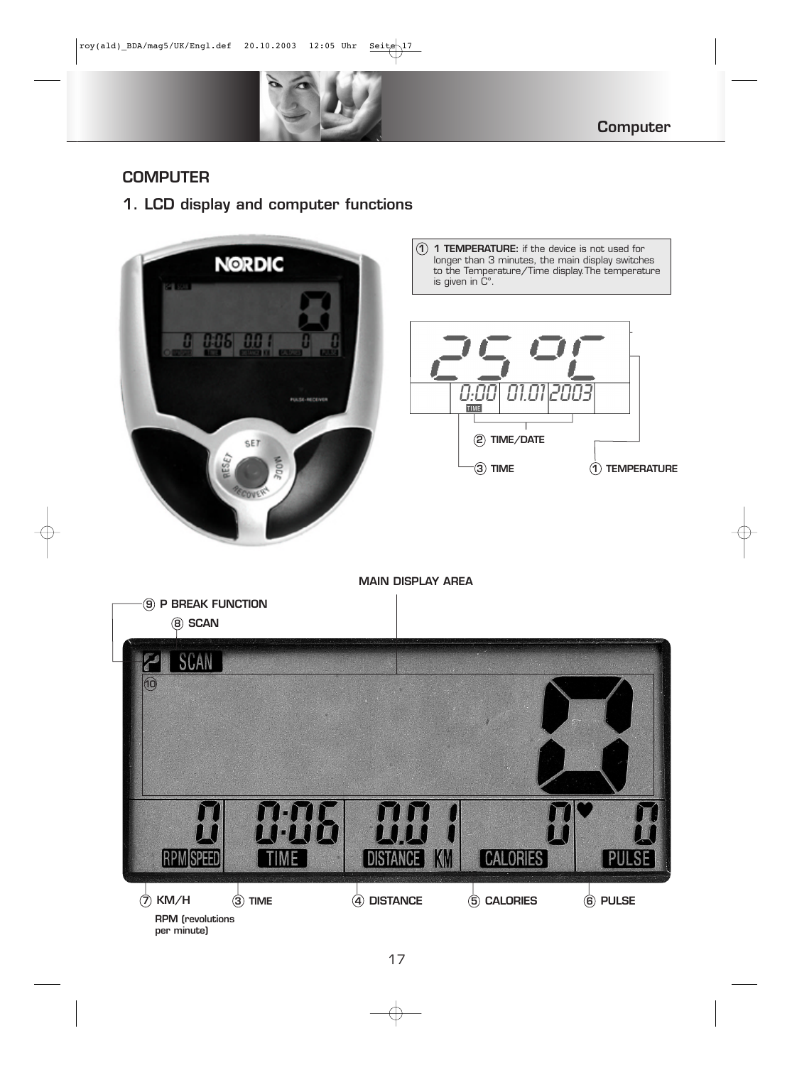# COMPUTER

## 1. LCD display and computer functions

① **1 TEMPERATURE:** if the device is not used for longer than 3 minutes, the main display switches to the Temperature/Time display.The temperature is given in C°.

② TIME/DATE

③ TIME

① TEMPERATURE

MAIN DISPLAY AREA

⑨ P BREAK FUNCTION

⑧ SCAN

⑩

⑦ KM/H

RPM (revolutions per minute)

③ TIME

④ DISTANCE

⑤ CALORIES

⑥ PULSE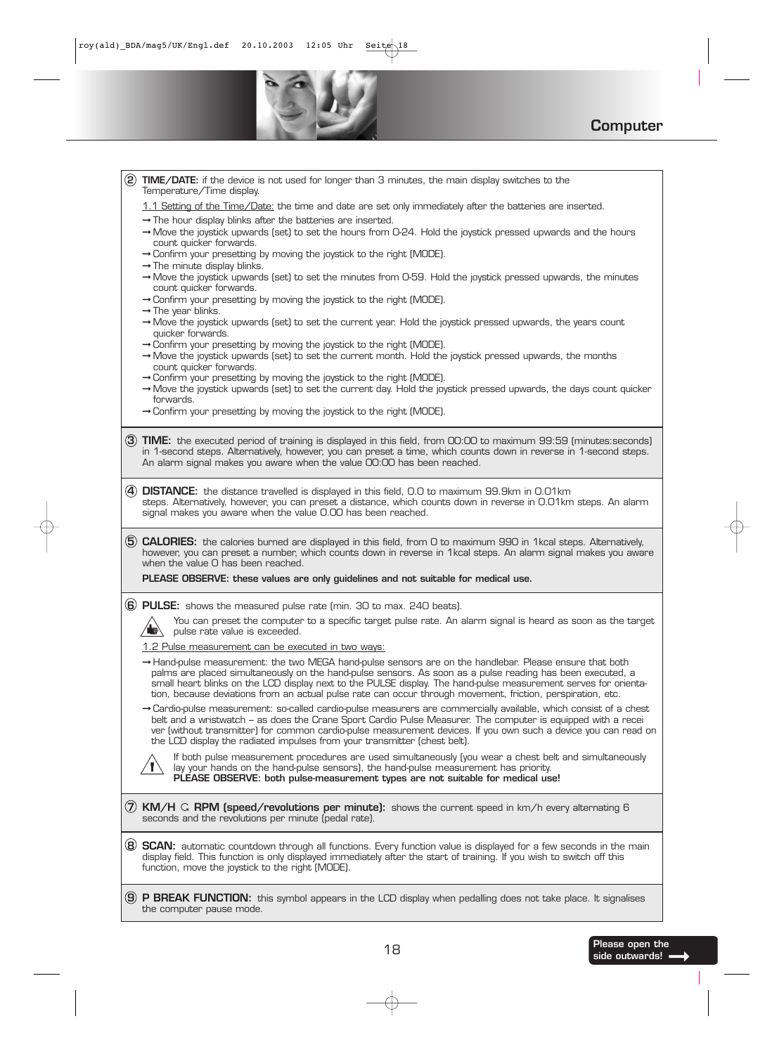## Computer

② **TIME/DATE:** if the device is not used for longer than 3 minutes, the main display switches to the Temperature/Time display.

1.1 Setting of the Time/Date: the time and date are set only immediately after the batteries are inserted.

→ The hour display blinks after the batteries are inserted.
→ Move the joystick upwards (set) to set the hours from 0-24. Hold the joystick pressed upwards and the hours count quicker forwards.
→ Confirm your presetting by moving the joystick to the right (MODE).
→ The minute display blinks.
→ Move the joystick upwards (set) to set the minutes from 0-59. Hold the joystick pressed upwards, the minutes count quicker forwards.
→ Confirm your presetting by moving the joystick to the right (MODE).
→ The year blinks.
→ Move the joystick upwards (set) to set the current year. Hold the joystick pressed upwards, the years count quicker forwards.
→ Confirm your presetting by moving the joystick to the right (MODE).
→ Move the joystick upwards (set) to set the current month. Hold the joystick pressed upwards, the months count quicker forwards.
→ Confirm your presetting by moving the joystick to the right (MODE).
→ Move the joystick upwards (set) to set the current day. Hold the joystick pressed upwards, the days count quicker forwards.
→ Confirm your presetting by moving the joystick to the right (MODE).

③ **TIME:** the executed period of training is displayed in this field, from 00:00 to maximum 99:59 (minutes:seconds) in 1-second steps. Alternatively, however, you can preset a time, which counts down in reverse in 1-second steps. An alarm signal makes you aware when the value 00:00 has been reached.

④ **DISTANCE:** the distance travelled is displayed in this field, 0.0 to maximum 99.9km in 0.01km steps. Alternatively, however, you can preset a distance, which counts down in reverse in 0.01km steps. An alarm signal makes you aware when the value 0.00 has been reached.

⑤ **CALORIES:** the calories burned are displayed in this field, from 0 to maximum 990 in 1kcal steps. Alternatively, however, you can preset a number, which counts down in reverse in 1kcal steps. An alarm signal makes you aware when the value 0 has been reached.

**PLEASE OBSERVE: these values are only guidelines and not suitable for medical use.**

⑥ **PULSE:** shows the measured pulse rate (min. 30 to max. 240 beats).

You can preset the computer to a specific target pulse rate. An alarm signal is heard as soon as the target pulse rate value is exceeded.

1.2 Pulse measurement can be executed in two ways:

→ Hand-pulse measurement: the two MEGA hand-pulse sensors are on the handlebar. Please ensure that both palms are placed simultaneously on the hand-pulse sensors. As soon as a pulse reading has been executed, a small heart blinks on the LCD display next to the PULSE display. The hand-pulse measurement serves for orientation, because deviations from an actual pulse rate can occur through movement, friction, perspiration, etc.

→ Cardio-pulse measurement: so-called cardio-pulse measurers are commercially available, which consist of a chest belt and a wristwatch – as does the Crane Sport Cardio Pulse Measurer. The computer is equipped with a receiver (without transmitter) for common cardio-pulse measurement devices. If you own such a device you can read on the LCD display the radiated impulses from your transmitter (chest belt).

If both pulse measurement procedures are used simultaneously (you wear a chest belt and simultaneously lay your hands on the hand-pulse sensors), the hand-pulse measurement has priority.
**PLEASE OBSERVE: both pulse-measurement types are not suitable for medical use!**

⑦ **KM/H ↻ RPM (speed/revolutions per minute):** shows the current speed in km/h every alternating 6 seconds and the revolutions per minute (pedal rate).

⑧ **SCAN:** automatic countdown through all functions. Every function value is displayed for a few seconds in the main display field. This function is only displayed immediately after the start of training. If you wish to switch off this function, move the joystick to the right (MODE).

⑨ **P BREAK FUNCTION:** this symbol appears in the LCD display when pedalling does not take place. It signalises the computer pause mode.

Please open the side outwards! ⟶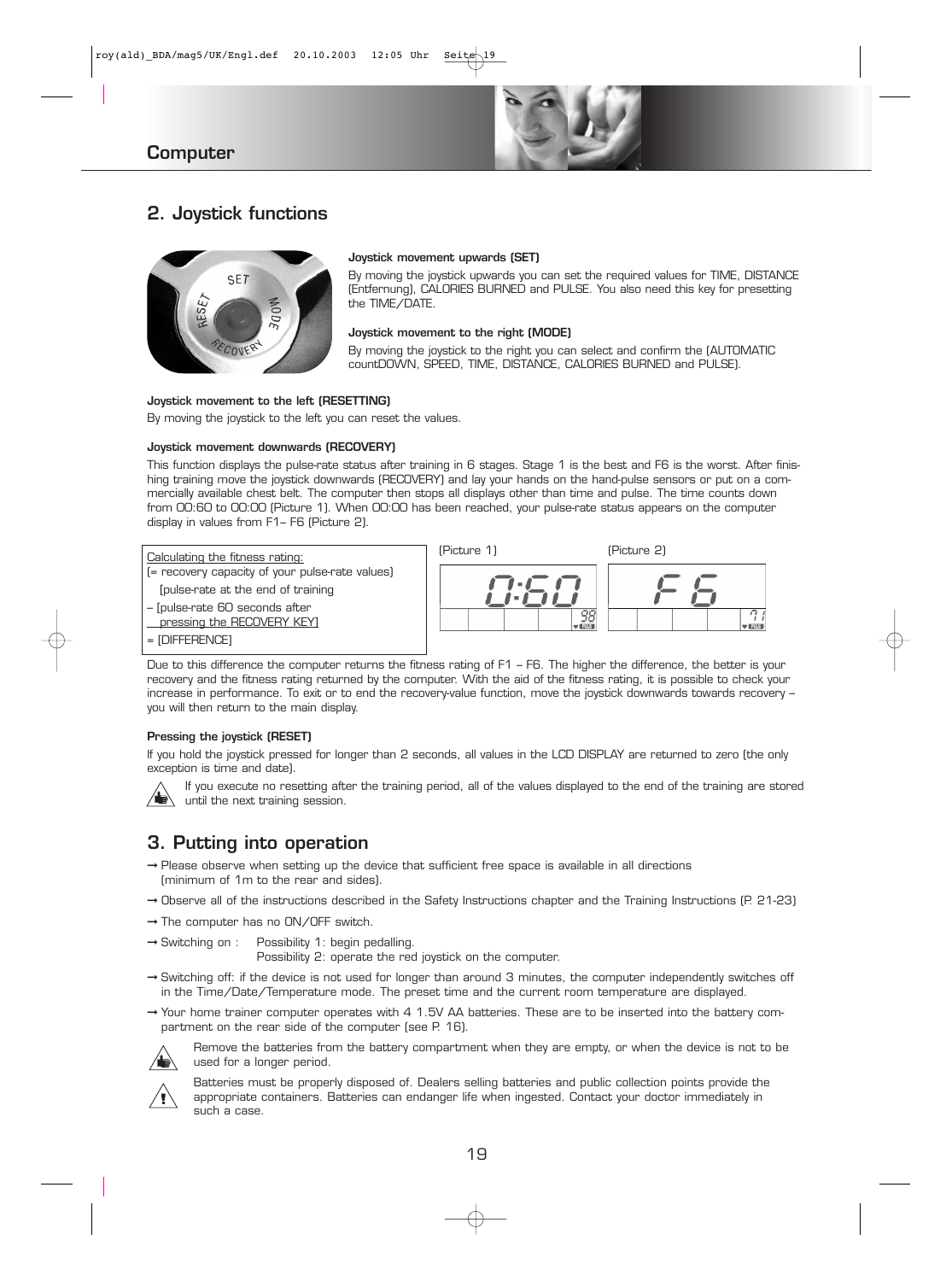## Computer

## 2. Joystick functions

**Joystick movement upwards (SET)**

By moving the joystick upwards you can set the required values for TIME, DISTANCE (Entfernung), CALORIES BURNED and PULSE. You also need this key for presetting the TIME/DATE.

**Joystick movement to the right (MODE)**

By moving the joystick to the right you can select and confirm the (AUTOMATIC countDOWN, SPEED, TIME, DISTANCE, CALORIES BURNED and PULSE).

**Joystick movement to the left (RESETTING)**

By moving the joystick to the left you can reset the values.

**Joystick movement downwards (RECOVERY)**

This function displays the pulse-rate status after training in 6 stages. Stage 1 is the best and F6 is the worst. After finishing training move the joystick downwards (RECOVERY) and lay your hands on the hand-pulse sensors or put on a commercially available chest belt. The computer then stops all displays other than time and pulse. The time counts down from 00:60 to 00:00 (Picture 1). When 00:00 has been reached, your pulse-rate status appears on the computer display in values from F1– F6 (Picture 2).

Calculating the fitness rating:
(= recovery capacity of your pulse-rate values)
[pulse-rate at the end of training
– [pulse-rate 60 seconds after
pressing the RECOVERY KEY]
= [DIFFERENCE]

(Picture 1)

(Picture 2)

Due to this difference the computer returns the fitness rating of F1 – F6. The higher the difference, the better is your recovery and the fitness rating returned by the computer. With the aid of the fitness rating, it is possible to check your increase in performance. To exit or to end the recovery-value function, move the joystick downwards towards recovery – you will then return to the main display.

**Pressing the joystick (RESET)**

If you hold the joystick pressed for longer than 2 seconds, all values in the LCD DISPLAY are returned to zero (the only exception is time and date).

If you execute no resetting after the training period, all of the values displayed to the end of the training are stored until the next training session.

## 3. Putting into operation

→ Please observe when setting up the device that sufficient free space is available in all directions (minimum of 1m to the rear and sides).

→ Observe all of the instructions described in the Safety Instructions chapter and the Training Instructions (P. 21-23)

→ The computer has no ON/OFF switch.

→ Switching on : Possibility 1: begin pedalling.
Possibility 2: operate the red joystick on the computer.

→ Switching off: if the device is not used for longer than around 3 minutes, the computer independently switches off in the Time/Date/Temperature mode. The preset time and the current room temperature are displayed.

→ Your home trainer computer operates with 4 1.5V AA batteries. These are to be inserted into the battery compartment on the rear side of the computer (see P. 16).

Remove the batteries from the battery compartment when they are empty, or when the device is not to be used for a longer period.

Batteries must be properly disposed of. Dealers selling batteries and public collection points provide the appropriate containers. Batteries can endanger life when ingested. Contact your doctor immediately in such a case.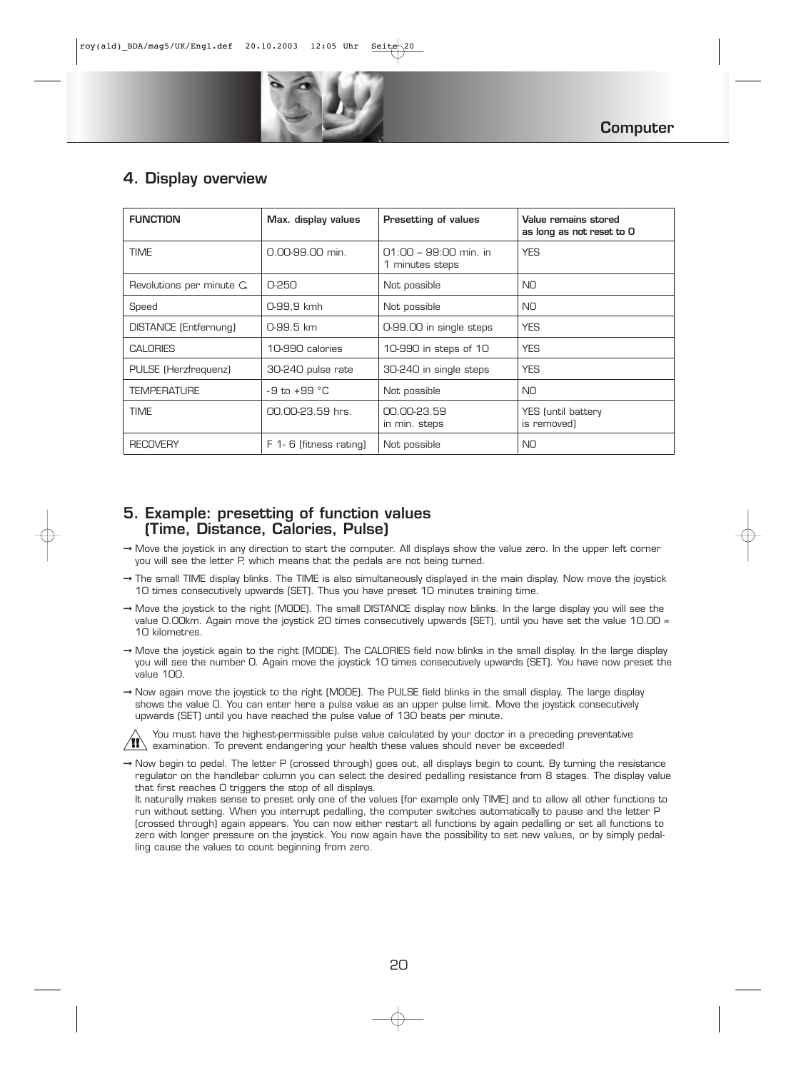## 4. Display overview

| FUNCTION | Max. display values | Presetting of values | Value remains stored as long as not reset to 0 |
|---|---|---|---|
| TIME | 0.00-99.00 min. | 01:00 – 99:00 min. in 1 minutes steps | YES |
| Revolutions per minute | 0-250 | Not possible | NO |
| Speed | 0-99,9 kmh | Not possible | NO |
| DISTANCE (Entfernung) | 0-99.5 km | 0-99.00 in single steps | YES |
| CALORIES | 10-990 calories | 10-990 in steps of 10 | YES |
| PULSE (Herzfrequenz) | 30-240 pulse rate | 30-240 in single steps | YES |
| TEMPERATURE | -9 to +99 °C | Not possible | NO |
| TIME | 00.00-23.59 hrs. | 00.00-23.59 in min. steps | YES (until battery is removed) |
| RECOVERY | F 1- 6 (fitness rating) | Not possible | NO |

## 5. Example: presetting of function values (Time, Distance, Calories, Pulse)

→ Move the joystick in any direction to start the computer. All displays show the value zero. In the upper left corner you will see the letter P, which means that the pedals are not being turned.

→ The small TIME display blinks. The TIME is also simultaneously displayed in the main display. Now move the joystick 10 times consecutively upwards (SET). Thus you have preset 10 minutes training time.

→ Move the joystick to the right (MODE). The small DISTANCE display now blinks. In the large display you will see the value 0.00km. Again move the joystick 20 times consecutively upwards (SET), until you have set the value 10.00 = 10 kilometres.

→ Move the joystick again to the right (MODE). The CALORIES field now blinks in the small display. In the large display you will see the number 0. Again move the joystick 10 times consecutively upwards (SET). You have now preset the value 100.

→ Now again move the joystick to the right (MODE). The PULSE field blinks in the small display. The large display shows the value 0. You can enter here a pulse value as an upper pulse limit. Move the joystick consecutively upwards (SET) until you have reached the pulse value of 130 beats per minute.

⚠ You must have the highest-permissible pulse value calculated by your doctor in a preceding preventative examination. To prevent endangering your health these values should never be exceeded!

→ Now begin to pedal. The letter P (crossed through) goes out, all displays begin to count. By turning the resistance regulator on the handlebar column you can select the desired pedalling resistance from 8 stages. The display value that first reaches 0 triggers the stop of all displays.
It naturally makes sense to preset only one of the values (for example only TIME) and to allow all other functions to run without setting. When you interrupt pedalling, the computer switches automatically to pause and the letter P (crossed through) again appears. You can now either restart all functions by again pedalling or set all functions to zero with longer pressure on the joystick. You now again have the possibility to set new values, or by simply pedalling cause the values to count beginning from zero.